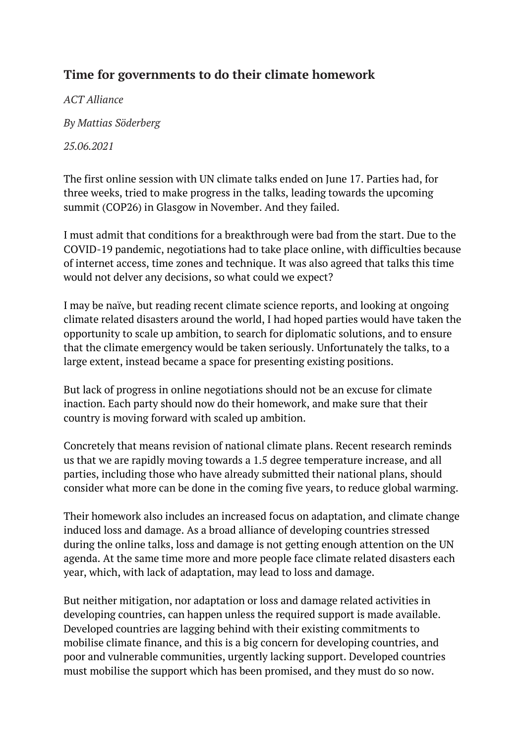## Time for governments to do their climate homework

*ACT Alliance*

*By Mattias Söderberg*

*25.06.2021*

The first online session with UN climate talks ended on June 17. Parties had, for three weeks, tried to make progress in the talks, leading towards the upcoming summit (COP26) in Glasgow in November. And they failed.

I must admit that conditions for a breakthrough were bad from the start. Due to the COVID-19 pandemic, negotiations had to take place online, with difficulties because of internet access, time zones and technique. It was also agreed that talks this time would not delver any decisions, so what could we expect?

I may be naïve, but reading recent climate science reports, and looking at ongoing climate related disasters around the world, I had hoped parties would have taken the opportunity to scale up ambition, to search for diplomatic solutions, and to ensure that the climate emergency would be taken seriously. Unfortunately the talks, to a large extent, instead became a space for presenting existing positions.

But lack of progress in online negotiations should not be an excuse for climate inaction. Each party should now do their homework, and make sure that their country is moving forward with scaled up ambition.

Concretely that means revision of national climate plans. Recent research reminds us that we are rapidly moving towards a 1.5 degree temperature increase, and all parties, including those who have already submitted their national plans, should consider what more can be done in the coming five years, to reduce global warming.

Their homework also includes an increased focus on adaptation, and climate change induced loss and damage. As a broad alliance of developing countries stressed during the online talks, loss and damage is not getting enough attention on the UN agenda. At the same time more and more people face climate related disasters each year, which, with lack of adaptation, may lead to loss and damage.

But neither mitigation, nor adaptation or loss and damage related activities in developing countries, can happen unless the required support is made available. Developed countries are lagging behind with their existing commitments to mobilise climate finance, and this is a big concern for developing countries, and poor and vulnerable communities, urgently lacking support. Developed countries must mobilise the support which has been promised, and they must do so now.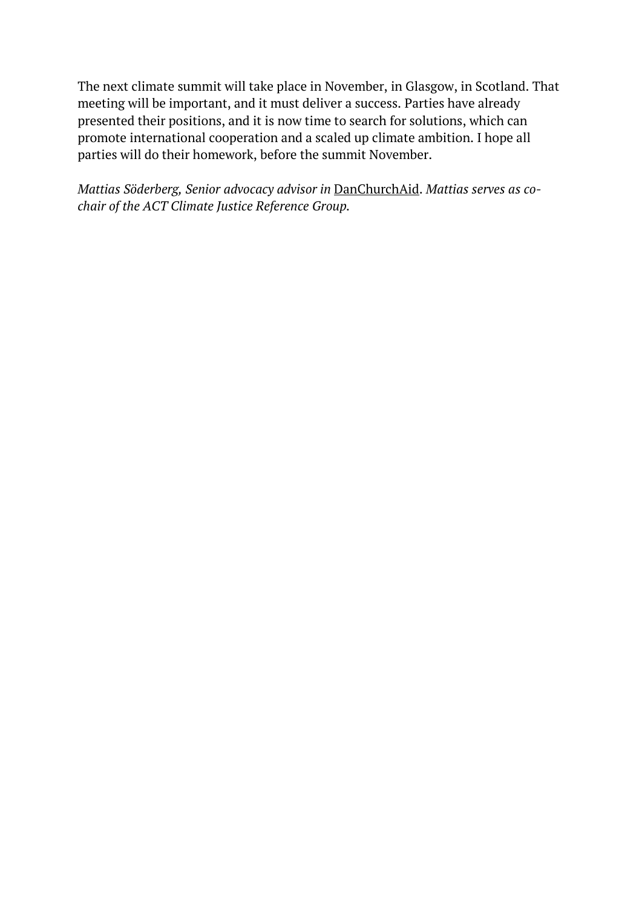The next climate summit will take place in November, in Glasgow, in Scotland. That meeting will be important, and it must deliver a success. Parties have already presented their positions, and it is now time to search for solutions, which can promote international cooperation and a scaled up climate ambition. I hope all parties will do their homework, before the summit November.

*Mattias Söderberg, Senior advocacy advisor in* DanChurchAid. *Mattias serves as co-chair of the ACT Climate Justice Reference Group.*